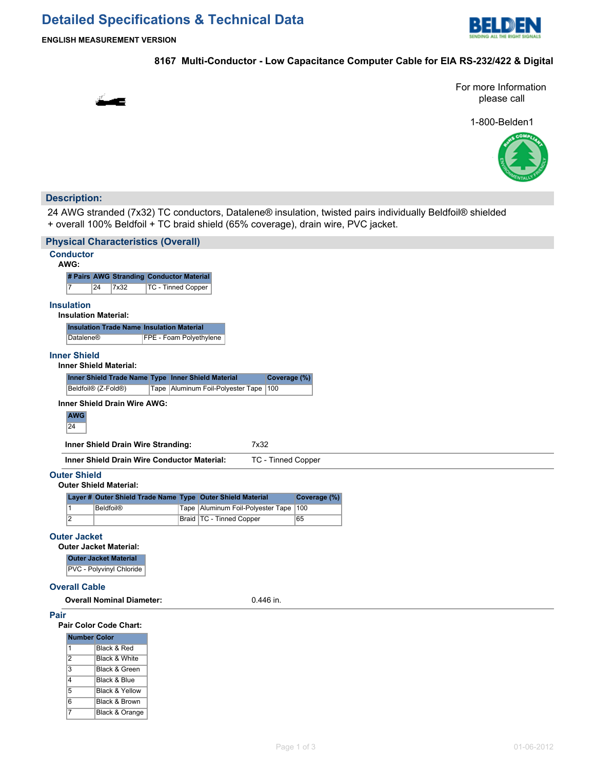# Detailed Specifications & Technical Data

**ENGLISH MEASUREMENT VERSION**

**8167 Multi-Conductor - Low Capacitance Computer Cable for EIA RS-232/422 & Digital**

For more Information please call

1-800-Belden1

## Description:

24 AWG stranded (7x32) TC conductors, Datalene® insulation, twisted pairs individually Beldfoil® shielded + overall 100% Beldfoil + TC braid shield (65% coverage), drain wire, PVC jacket.

## Physical Characteristics (Overall)

### Conductor

**AWG:**

| # Pairs | AWG | Stranding | Conductor Material |
|---|---|---|---|
| 7 | 24 | 7x32 | TC - Tinned Copper |

### Insulation

**Insulation Material:**

| Insulation Trade Name | Insulation Material |
|---|---|
| Datalene® | FPE - Foam Polyethylene |

### Inner Shield

**Inner Shield Material:**

| Inner Shield Trade Name | Type | Inner Shield Material | Coverage (%) |
|---|---|---|---|
| Beldfoil® (Z-Fold®) | Tape | Aluminum Foil-Polyester Tape | 100 |

**Inner Shield Drain Wire AWG:**

| AWG |
|---|
| 24 |

**Inner Shield Drain Wire Stranding:** 7x32

**Inner Shield Drain Wire Conductor Material:** TC - Tinned Copper

### Outer Shield

**Outer Shield Material:**

| Layer # | Outer Shield Trade Name | Type | Outer Shield Material | Coverage (%) |
|---|---|---|---|---|
| 1 | Beldfoil® | Tape | Aluminum Foil-Polyester Tape | 100 |
| 2 | | Braid | TC - Tinned Copper | 65 |

### Outer Jacket

**Outer Jacket Material:**

| Outer Jacket Material |
|---|
| PVC - Polyvinyl Chloride |

### Overall Cable

**Overall Nominal Diameter:** 0.446 in.

### Pair

**Pair Color Code Chart:**

| Number | Color |
|---|---|
| 1 | Black & Red |
| 2 | Black & White |
| 3 | Black & Green |
| 4 | Black & Blue |
| 5 | Black & Yellow |
| 6 | Black & Brown |
| 7 | Black & Orange |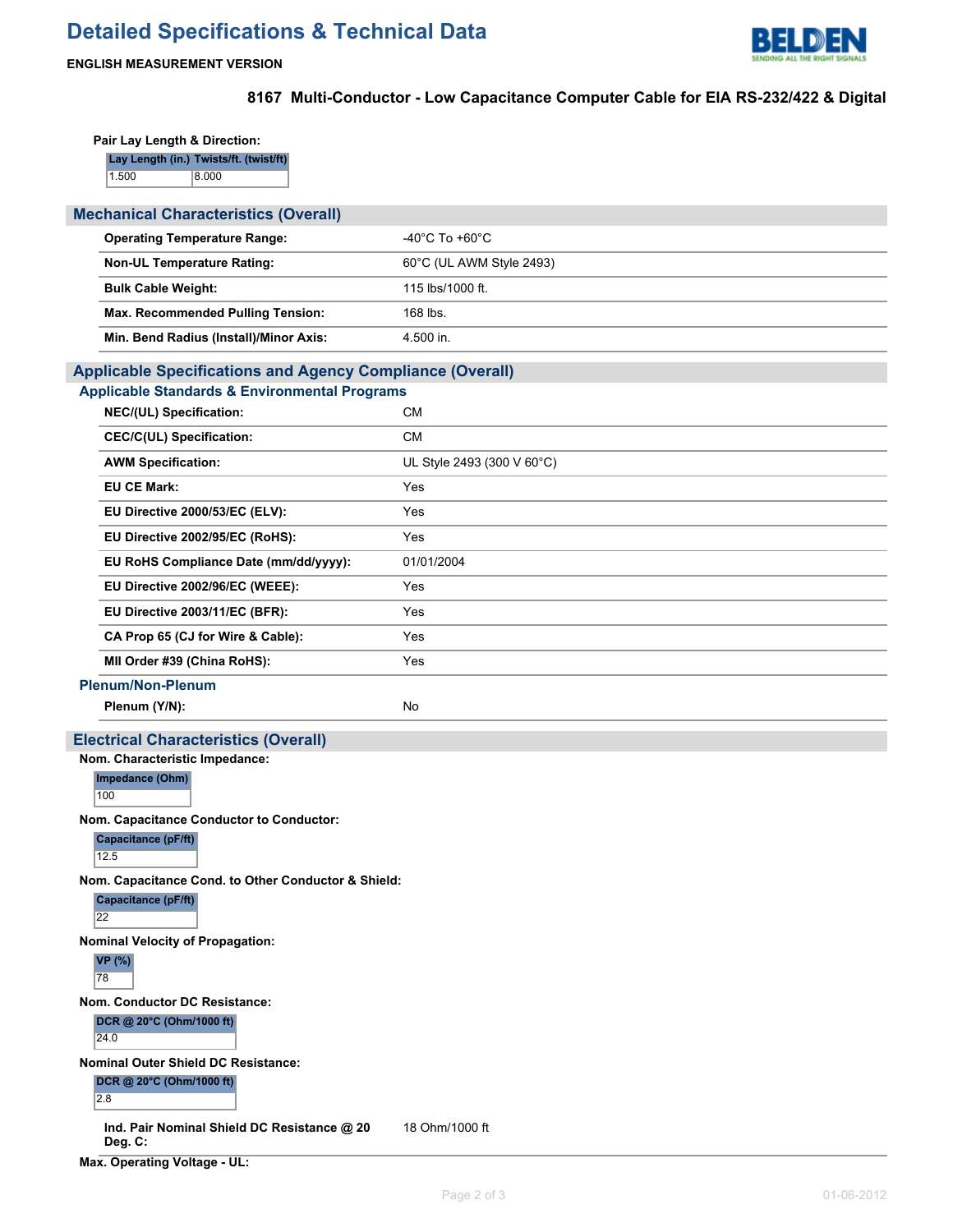# Detailed Specifications & Technical Data

**ENGLISH MEASUREMENT VERSION**

**8167 Multi-Conductor - Low Capacitance Computer Cable for EIA RS-232/422 & Digital**

**Pair Lay Length & Direction:**

| Lay Length (in.) | Twists/ft. (twist/ft) |
|---|---|
| 1.500 | 8.000 |

## Mechanical Characteristics (Overall)

| | |
|---|---|
| **Operating Temperature Range:** | -40°C To +60°C |
| **Non-UL Temperature Rating:** | 60°C (UL AWM Style 2493) |
| **Bulk Cable Weight:** | 115 lbs/1000 ft. |
| **Max. Recommended Pulling Tension:** | 168 lbs. |
| **Min. Bend Radius (Install)/Minor Axis:** | 4.500 in. |

## Applicable Specifications and Agency Compliance (Overall)

### Applicable Standards & Environmental Programs

| | |
|---|---|
| **NEC/(UL) Specification:** | CM |
| **CEC/C(UL) Specification:** | CM |
| **AWM Specification:** | UL Style 2493 (300 V 60°C) |
| **EU CE Mark:** | Yes |
| **EU Directive 2000/53/EC (ELV):** | Yes |
| **EU Directive 2002/95/EC (RoHS):** | Yes |
| **EU RoHS Compliance Date (mm/dd/yyyy):** | 01/01/2004 |
| **EU Directive 2002/96/EC (WEEE):** | Yes |
| **EU Directive 2003/11/EC (BFR):** | Yes |
| **CA Prop 65 (CJ for Wire & Cable):** | Yes |
| **MII Order #39 (China RoHS):** | Yes |

### Plenum/Non-Plenum

| | |
|---|---|
| **Plenum (Y/N):** | No |

## Electrical Characteristics (Overall)

**Nom. Characteristic Impedance:**

| Impedance (Ohm) |
|---|
| 100 |

**Nom. Capacitance Conductor to Conductor:**

| Capacitance (pF/ft) |
|---|
| 12.5 |

**Nom. Capacitance Cond. to Other Conductor & Shield:**

| Capacitance (pF/ft) |
|---|
| 22 |

**Nominal Velocity of Propagation:**

| VP (%) |
|---|
| 78 |

**Nom. Conductor DC Resistance:**

| DCR @ 20°C (Ohm/1000 ft) |
|---|
| 24.0 |

**Nominal Outer Shield DC Resistance:**

| DCR @ 20°C (Ohm/1000 ft) |
|---|
| 2.8 |

| | |
|---|---|
| **Ind. Pair Nominal Shield DC Resistance @ 20 Deg. C:** | 18 Ohm/1000 ft |

**Max. Operating Voltage - UL:**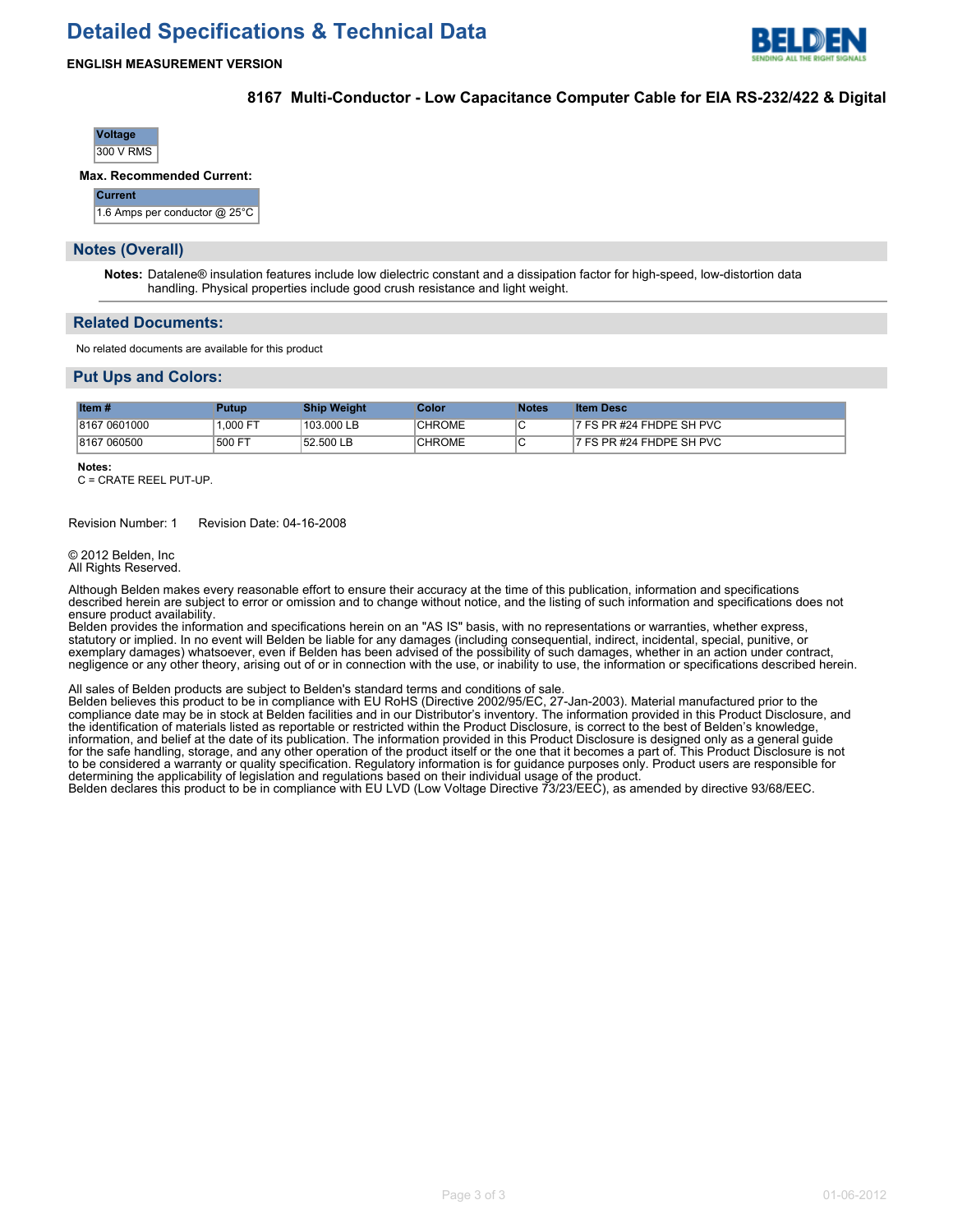# Detailed Specifications & Technical Data

**ENGLISH MEASUREMENT VERSION**

**8167 Multi-Conductor - Low Capacitance Computer Cable for EIA RS-232/422 & Digital**

| Voltage |
|---|
| 300 V RMS |

**Max. Recommended Current:**

| Current |
|---|
| 1.6 Amps per conductor @ 25°C |

## Notes (Overall)

**Notes:** Datalene® insulation features include low dielectric constant and a dissipation factor for high-speed, low-distortion data handling. Physical properties include good crush resistance and light weight.

## Related Documents:

No related documents are available for this product

## Put Ups and Colors:

| Item # | Putup | Ship Weight | Color | Notes | Item Desc |
|---|---|---|---|---|---|
| 8167 0601000 | 1,000 FT | 103.000 LB | CHROME | C | 7 FS PR #24 FHDPE SH PVC |
| 8167 060500 | 500 FT | 52.500 LB | CHROME | C | 7 FS PR #24 FHDPE SH PVC |

**Notes:**
C = CRATE REEL PUT-UP.

Revision Number: 1 Revision Date: 04-16-2008

© 2012 Belden, Inc
All Rights Reserved.

Although Belden makes every reasonable effort to ensure their accuracy at the time of this publication, information and specifications described herein are subject to error or omission and to change without notice, and the listing of such information and specifications does not ensure product availability.
Belden provides the information and specifications herein on an "AS IS" basis, with no representations or warranties, whether express, statutory or implied. In no event will Belden be liable for any damages (including consequential, indirect, incidental, special, punitive, or exemplary damages) whatsoever, even if Belden has been advised of the possibility of such damages, whether in an action under contract, negligence or any other theory, arising out of or in connection with the use, or inability to use, the information or specifications described herein.

All sales of Belden products are subject to Belden's standard terms and conditions of sale.
Belden believes this product to be in compliance with EU RoHS (Directive 2002/95/EC, 27-Jan-2003). Material manufactured prior to the compliance date may be in stock at Belden facilities and in our Distributor's inventory. The information provided in this Product Disclosure, and the identification of materials listed as reportable or restricted within the Product Disclosure, is correct to the best of Belden's knowledge, information, and belief at the date of its publication. The information provided in this Product Disclosure is designed only as a general guide for the safe handling, storage, and any other operation of the product itself or the one that it becomes a part of. This Product Disclosure is not to be considered a warranty or quality specification. Regulatory information is for guidance purposes only. Product users are responsible for determining the applicability of legislation and regulations based on their individual usage of the product.
Belden declares this product to be in compliance with EU LVD (Low Voltage Directive 73/23/EEC), as amended by directive 93/68/EEC.